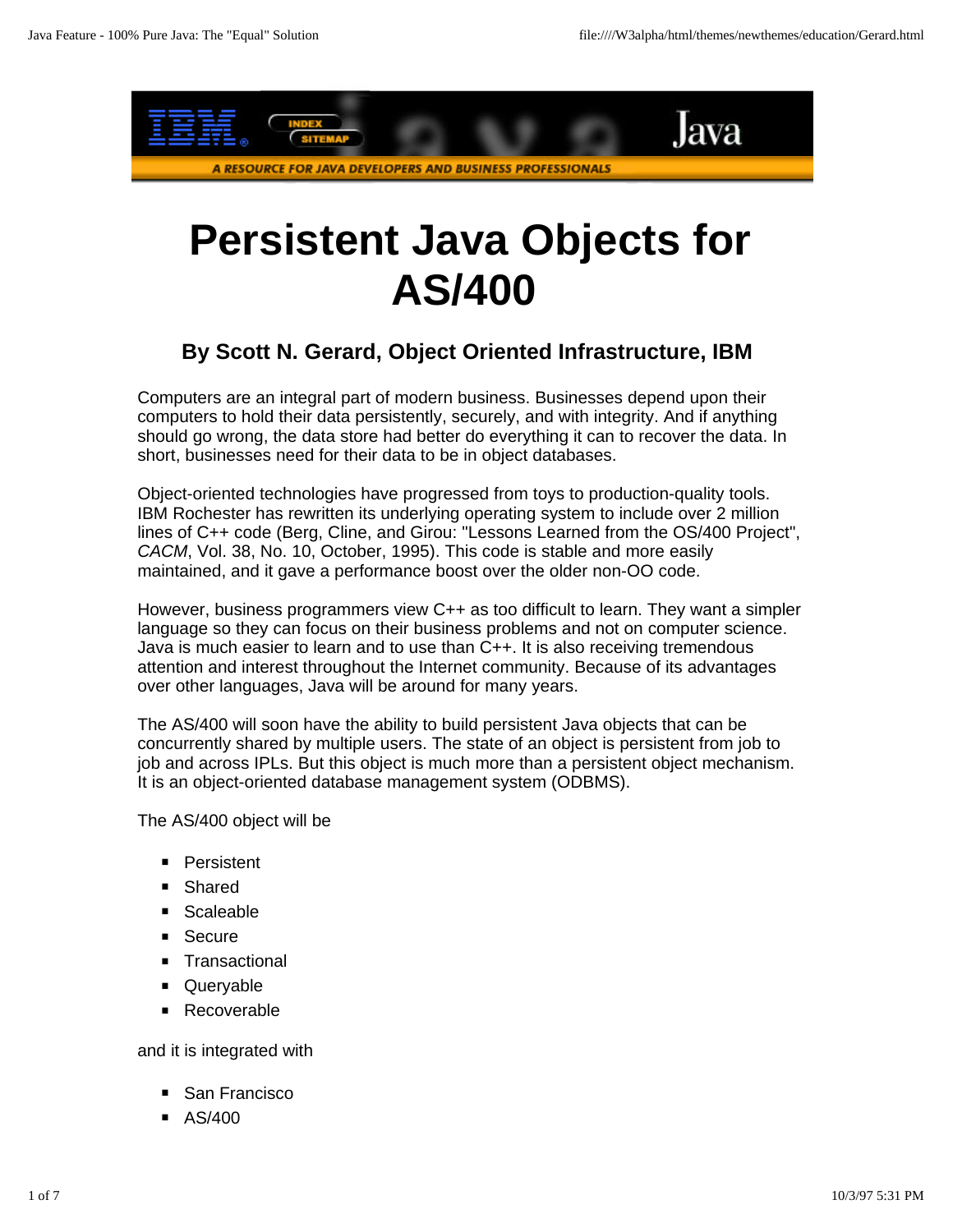# Persistent Java Objects for AS/400

### By Scott N. Gerard, Object Oriented Infrastructure, IBM

Computers are an integral part of modern business. Businesses depend upon their computers to hold their data persistently, securely, and with integrity. And if anything should go wrong, the data store had better do everything it can to recover the data. In short, businesses need for their data to be in object databases.

Object-oriented technologies have progressed from toys to production-quality tools. IBM Rochester has rewritten its underlying operating system to include over 2 million lines of C++ code (Berg, Cline, and Girou: "Lessons Learned from the OS/400 Project", *CACM*, Vol. 38, No. 10, October, 1995). This code is stable and more easily maintained, and it gave a performance boost over the older non-OO code.

However, business programmers view C++ as too difficult to learn. They want a simpler language so they can focus on their business problems and not on computer science. Java is much easier to learn and to use than C++. It is also receiving tremendous attention and interest throughout the Internet community. Because of its advantages over other languages, Java will be around for many years.

The AS/400 will soon have the ability to build persistent Java objects that can be concurrently shared by multiple users. The state of an object is persistent from job to job and across IPLs. But this object is much more than a persistent object mechanism. It is an object-oriented database management system (ODBMS).

The AS/400 object will be

- Persistent
- Shared
- Scaleable
- Secure
- Transactional
- Queryable
- Recoverable

and it is integrated with

- San Francisco
- AS/400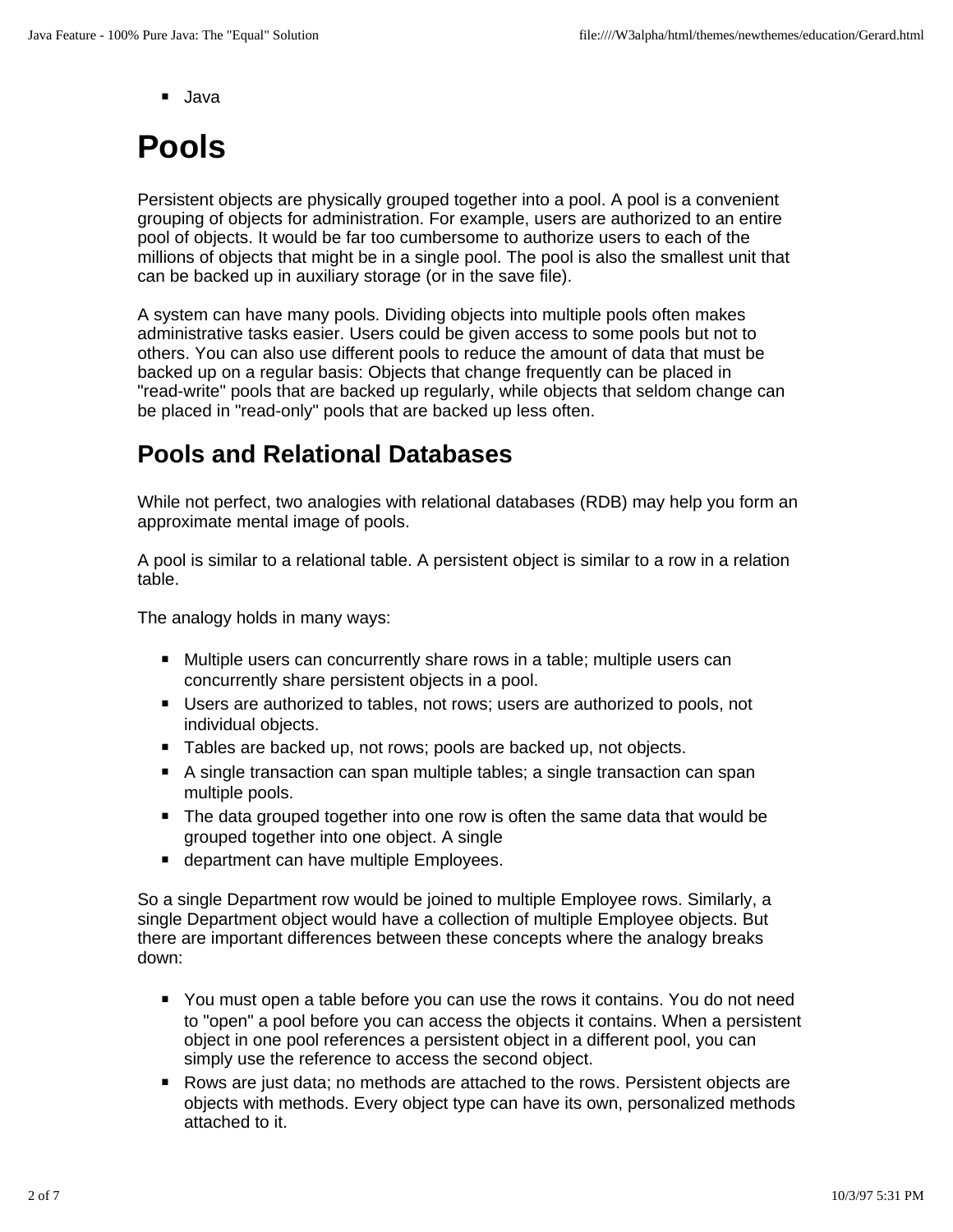- Java

# Pools

Persistent objects are physically grouped together into a pool. A pool is a convenient grouping of objects for administration. For example, users are authorized to an entire pool of objects. It would be far too cumbersome to authorize users to each of the millions of objects that might be in a single pool. The pool is also the smallest unit that can be backed up in auxiliary storage (or in the save file).

A system can have many pools. Dividing objects into multiple pools often makes administrative tasks easier. Users could be given access to some pools but not to others. You can also use different pools to reduce the amount of data that must be backed up on a regular basis: Objects that change frequently can be placed in "read-write" pools that are backed up regularly, while objects that seldom change can be placed in "read-only" pools that are backed up less often.

## Pools and Relational Databases

While not perfect, two analogies with relational databases (RDB) may help you form an approximate mental image of pools.

A pool is similar to a relational table. A persistent object is similar to a row in a relation table.

The analogy holds in many ways:

- Multiple users can concurrently share rows in a table; multiple users can concurrently share persistent objects in a pool.
- Users are authorized to tables, not rows; users are authorized to pools, not individual objects.
- Tables are backed up, not rows; pools are backed up, not objects.
- A single transaction can span multiple tables; a single transaction can span multiple pools.
- The data grouped together into one row is often the same data that would be grouped together into one object. A single
- department can have multiple Employees.

So a single Department row would be joined to multiple Employee rows. Similarly, a single Department object would have a collection of multiple Employee objects. But there are important differences between these concepts where the analogy breaks down:

- You must open a table before you can use the rows it contains. You do not need to "open" a pool before you can access the objects it contains. When a persistent object in one pool references a persistent object in a different pool, you can simply use the reference to access the second object.
- Rows are just data; no methods are attached to the rows. Persistent objects are objects with methods. Every object type can have its own, personalized methods attached to it.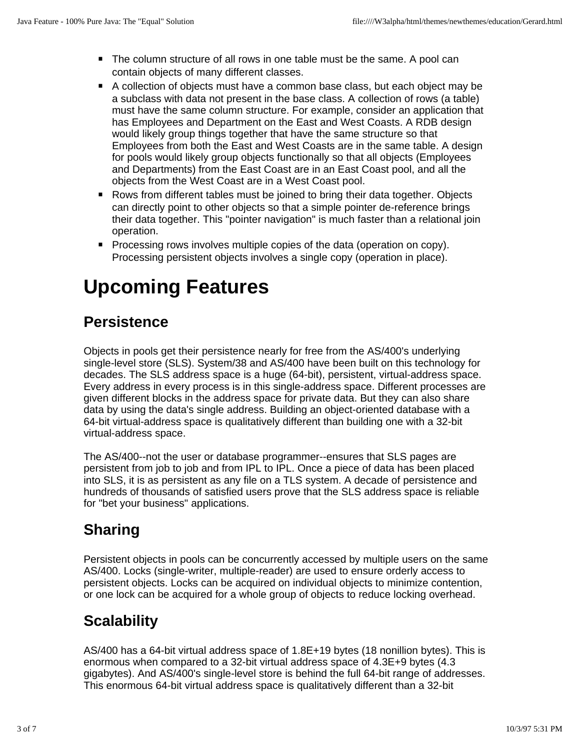- The column structure of all rows in one table must be the same. A pool can contain objects of many different classes.
- A collection of objects must have a common base class, but each object may be a subclass with data not present in the base class. A collection of rows (a table) must have the same column structure. For example, consider an application that has Employees and Department on the East and West Coasts. A RDB design would likely group things together that have the same structure so that Employees from both the East and West Coasts are in the same table. A design for pools would likely group objects functionally so that all objects (Employees and Departments) from the East Coast are in an East Coast pool, and all the objects from the West Coast are in a West Coast pool.
- Rows from different tables must be joined to bring their data together. Objects can directly point to other objects so that a simple pointer de-reference brings their data together. This "pointer navigation" is much faster than a relational join operation.
- Processing rows involves multiple copies of the data (operation on copy). Processing persistent objects involves a single copy (operation in place).

# Upcoming Features

## Persistence

Objects in pools get their persistence nearly for free from the AS/400's underlying single-level store (SLS). System/38 and AS/400 have been built on this technology for decades. The SLS address space is a huge (64-bit), persistent, virtual-address space. Every address in every process is in this single-address space. Different processes are given different blocks in the address space for private data. But they can also share data by using the data's single address. Building an object-oriented database with a 64-bit virtual-address space is qualitatively different than building one with a 32-bit virtual-address space.

The AS/400--not the user or database programmer--ensures that SLS pages are persistent from job to job and from IPL to IPL. Once a piece of data has been placed into SLS, it is as persistent as any file on a TLS system. A decade of persistence and hundreds of thousands of satisfied users prove that the SLS address space is reliable for "bet your business" applications.

## Sharing

Persistent objects in pools can be concurrently accessed by multiple users on the same AS/400. Locks (single-writer, multiple-reader) are used to ensure orderly access to persistent objects. Locks can be acquired on individual objects to minimize contention, or one lock can be acquired for a whole group of objects to reduce locking overhead.

## Scalability

AS/400 has a 64-bit virtual address space of 1.8E+19 bytes (18 nonillion bytes). This is enormous when compared to a 32-bit virtual address space of 4.3E+9 bytes (4.3 gigabytes). And AS/400's single-level store is behind the full 64-bit range of addresses. This enormous 64-bit virtual address space is qualitatively different than a 32-bit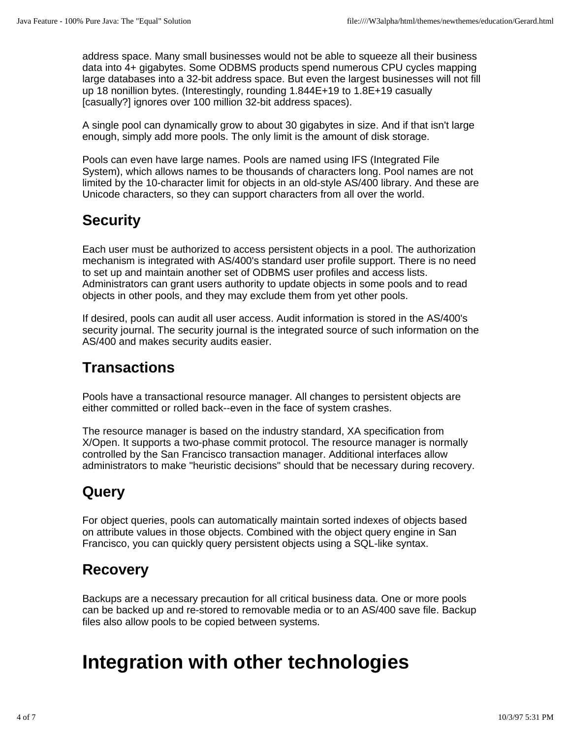address space. Many small businesses would not be able to squeeze all their business data into 4+ gigabytes. Some ODBMS products spend numerous CPU cycles mapping large databases into a 32-bit address space. But even the largest businesses will not fill up 18 nonillion bytes. (Interestingly, rounding 1.844E+19 to 1.8E+19 casually [casually?] ignores over 100 million 32-bit address spaces).

A single pool can dynamically grow to about 30 gigabytes in size. And if that isn't large enough, simply add more pools. The only limit is the amount of disk storage.

Pools can even have large names. Pools are named using IFS (Integrated File System), which allows names to be thousands of characters long. Pool names are not limited by the 10-character limit for objects in an old-style AS/400 library. And these are Unicode characters, so they can support characters from all over the world.

## Security

Each user must be authorized to access persistent objects in a pool. The authorization mechanism is integrated with AS/400's standard user profile support. There is no need to set up and maintain another set of ODBMS user profiles and access lists. Administrators can grant users authority to update objects in some pools and to read objects in other pools, and they may exclude them from yet other pools.

If desired, pools can audit all user access. Audit information is stored in the AS/400's security journal. The security journal is the integrated source of such information on the AS/400 and makes security audits easier.

## Transactions

Pools have a transactional resource manager. All changes to persistent objects are either committed or rolled back--even in the face of system crashes.

The resource manager is based on the industry standard, XA specification from X/Open. It supports a two-phase commit protocol. The resource manager is normally controlled by the San Francisco transaction manager. Additional interfaces allow administrators to make "heuristic decisions" should that be necessary during recovery.

## Query

For object queries, pools can automatically maintain sorted indexes of objects based on attribute values in those objects. Combined with the object query engine in San Francisco, you can quickly query persistent objects using a SQL-like syntax.

## Recovery

Backups are a necessary precaution for all critical business data. One or more pools can be backed up and re-stored to removable media or to an AS/400 save file. Backup files also allow pools to be copied between systems.

# Integration with other technologies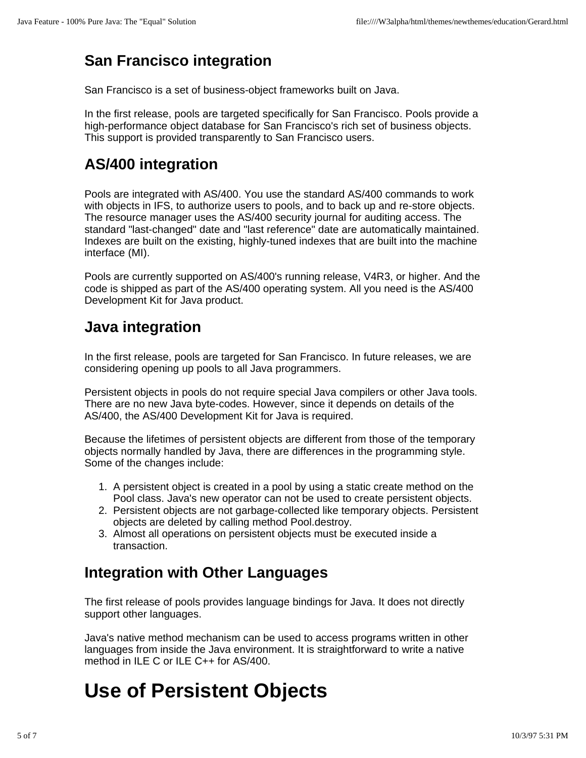## San Francisco integration

San Francisco is a set of business-object frameworks built on Java.

In the first release, pools are targeted specifically for San Francisco. Pools provide a high-performance object database for San Francisco's rich set of business objects. This support is provided transparently to San Francisco users.

## AS/400 integration

Pools are integrated with AS/400. You use the standard AS/400 commands to work with objects in IFS, to authorize users to pools, and to back up and re-store objects. The resource manager uses the AS/400 security journal for auditing access. The standard "last-changed" date and "last reference" date are automatically maintained. Indexes are built on the existing, highly-tuned indexes that are built into the machine interface (MI).

Pools are currently supported on AS/400's running release, V4R3, or higher. And the code is shipped as part of the AS/400 operating system. All you need is the AS/400 Development Kit for Java product.

## Java integration

In the first release, pools are targeted for San Francisco. In future releases, we are considering opening up pools to all Java programmers.

Persistent objects in pools do not require special Java compilers or other Java tools. There are no new Java byte-codes. However, since it depends on details of the AS/400, the AS/400 Development Kit for Java is required.

Because the lifetimes of persistent objects are different from those of the temporary objects normally handled by Java, there are differences in the programming style. Some of the changes include:

1. A persistent object is created in a pool by using a static create method on the Pool class. Java's new operator can not be used to create persistent objects.
2. Persistent objects are not garbage-collected like temporary objects. Persistent objects are deleted by calling method Pool.destroy.
3. Almost all operations on persistent objects must be executed inside a transaction.

## Integration with Other Languages

The first release of pools provides language bindings for Java. It does not directly support other languages.

Java's native method mechanism can be used to access programs written in other languages from inside the Java environment. It is straightforward to write a native method in ILE C or ILE C++ for AS/400.

# Use of Persistent Objects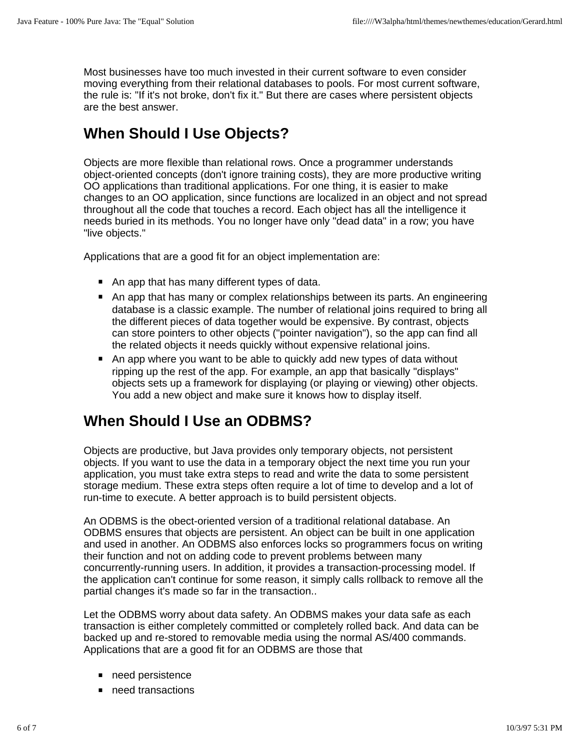Most businesses have too much invested in their current software to even consider moving everything from their relational databases to pools. For most current software, the rule is: "If it's not broke, don't fix it." But there are cases where persistent objects are the best answer.

## When Should I Use Objects?

Objects are more flexible than relational rows. Once a programmer understands object-oriented concepts (don't ignore training costs), they are more productive writing OO applications than traditional applications. For one thing, it is easier to make changes to an OO application, since functions are localized in an object and not spread throughout all the code that touches a record. Each object has all the intelligence it needs buried in its methods. You no longer have only "dead data" in a row; you have "live objects."

Applications that are a good fit for an object implementation are:

- An app that has many different types of data.
- An app that has many or complex relationships between its parts. An engineering database is a classic example. The number of relational joins required to bring all the different pieces of data together would be expensive. By contrast, objects can store pointers to other objects ("pointer navigation"), so the app can find all the related objects it needs quickly without expensive relational joins.
- An app where you want to be able to quickly add new types of data without ripping up the rest of the app. For example, an app that basically "displays" objects sets up a framework for displaying (or playing or viewing) other objects. You add a new object and make sure it knows how to display itself.

## When Should I Use an ODBMS?

Objects are productive, but Java provides only temporary objects, not persistent objects. If you want to use the data in a temporary object the next time you run your application, you must take extra steps to read and write the data to some persistent storage medium. These extra steps often require a lot of time to develop and a lot of run-time to execute. A better approach is to build persistent objects.

An ODBMS is the obect-oriented version of a traditional relational database. An ODBMS ensures that objects are persistent. An object can be built in one application and used in another. An ODBMS also enforces locks so programmers focus on writing their function and not on adding code to prevent problems between many concurrently-running users. In addition, it provides a transaction-processing model. If the application can't continue for some reason, it simply calls rollback to remove all the partial changes it's made so far in the transaction..

Let the ODBMS worry about data safety. An ODBMS makes your data safe as each transaction is either completely committed or completely rolled back. And data can be backed up and re-stored to removable media using the normal AS/400 commands. Applications that are a good fit for an ODBMS are those that

- need persistence
- need transactions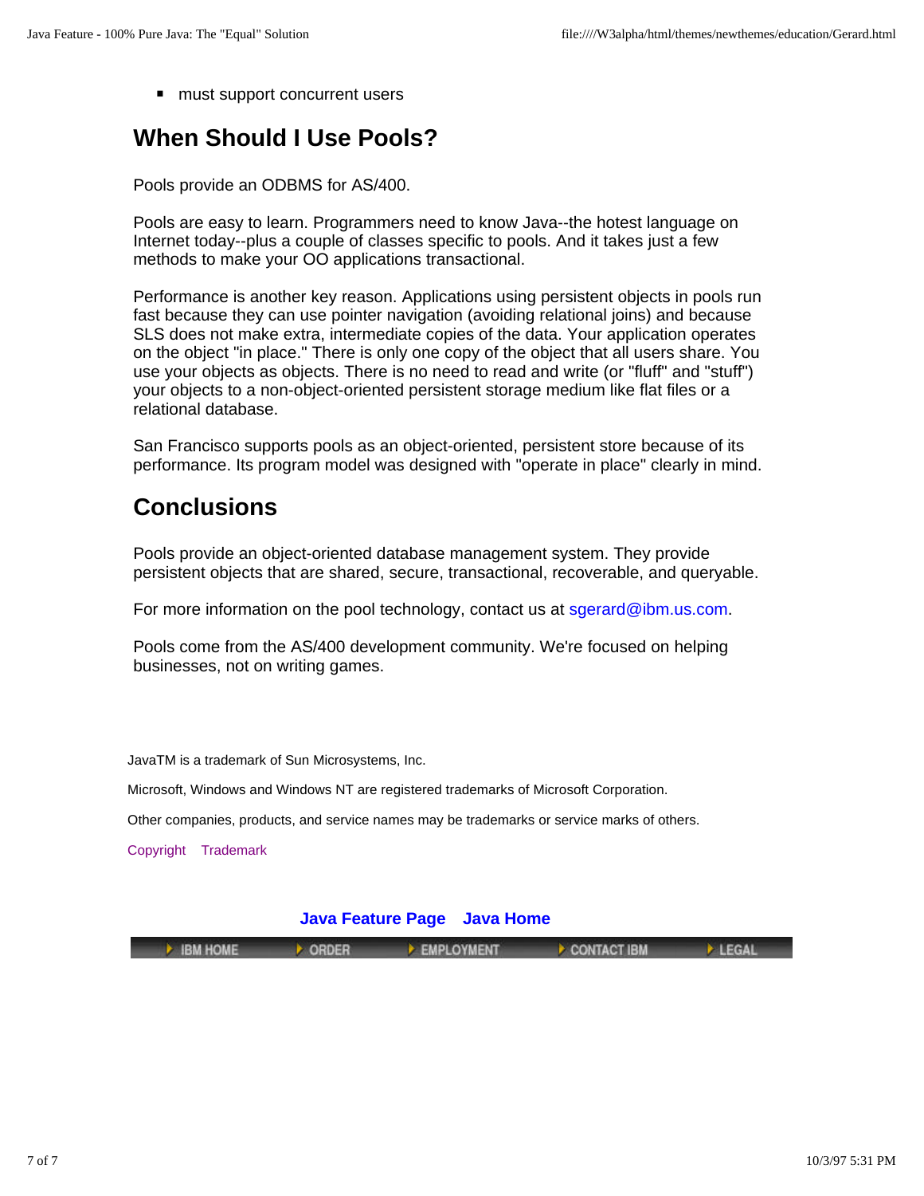- must support concurrent users

## When Should I Use Pools?

Pools provide an ODBMS for AS/400.

Pools are easy to learn. Programmers need to know Java--the hotest language on Internet today--plus a couple of classes specific to pools. And it takes just a few methods to make your OO applications transactional.

Performance is another key reason. Applications using persistent objects in pools run fast because they can use pointer navigation (avoiding relational joins) and because SLS does not make extra, intermediate copies of the data. Your application operates on the object "in place." There is only one copy of the object that all users share. You use your objects as objects. There is no need to read and write (or "fluff" and "stuff") your objects to a non-object-oriented persistent storage medium like flat files or a relational database.

San Francisco supports pools as an object-oriented, persistent store because of its performance. Its program model was designed with "operate in place" clearly in mind.

## Conclusions

Pools provide an object-oriented database management system. They provide persistent objects that are shared, secure, transactional, recoverable, and queryable.

For more information on the pool technology, contact us at sgerard@ibm.us.com.

Pools come from the AS/400 development community. We're focused on helping businesses, not on writing games.

JavaTM is a trademark of Sun Microsystems, Inc.

Microsoft, Windows and Windows NT are registered trademarks of Microsoft Corporation.

Other companies, products, and service names may be trademarks or service marks of others.

Copyright Trademark

**Java Feature Page** **Java Home**

IBM HOME ORDER EMPLOYMENT CONTACT IBM LEGAL